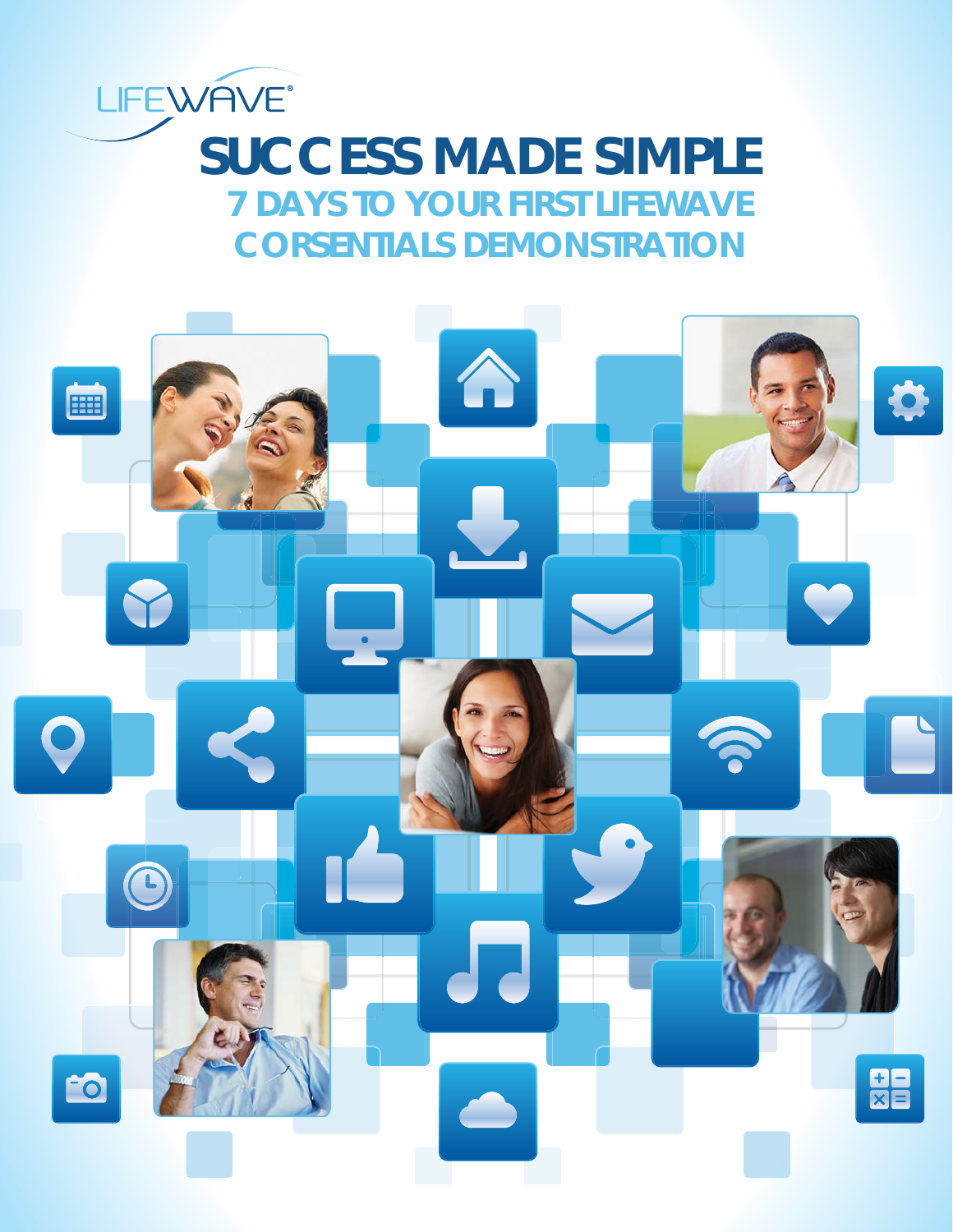LIFEWAVE®

# SUCCESS MADE SIMPLE

## 7 DAYS TO YOUR FIRST LIFEWAVE CORSENTIALS DEMONSTRATION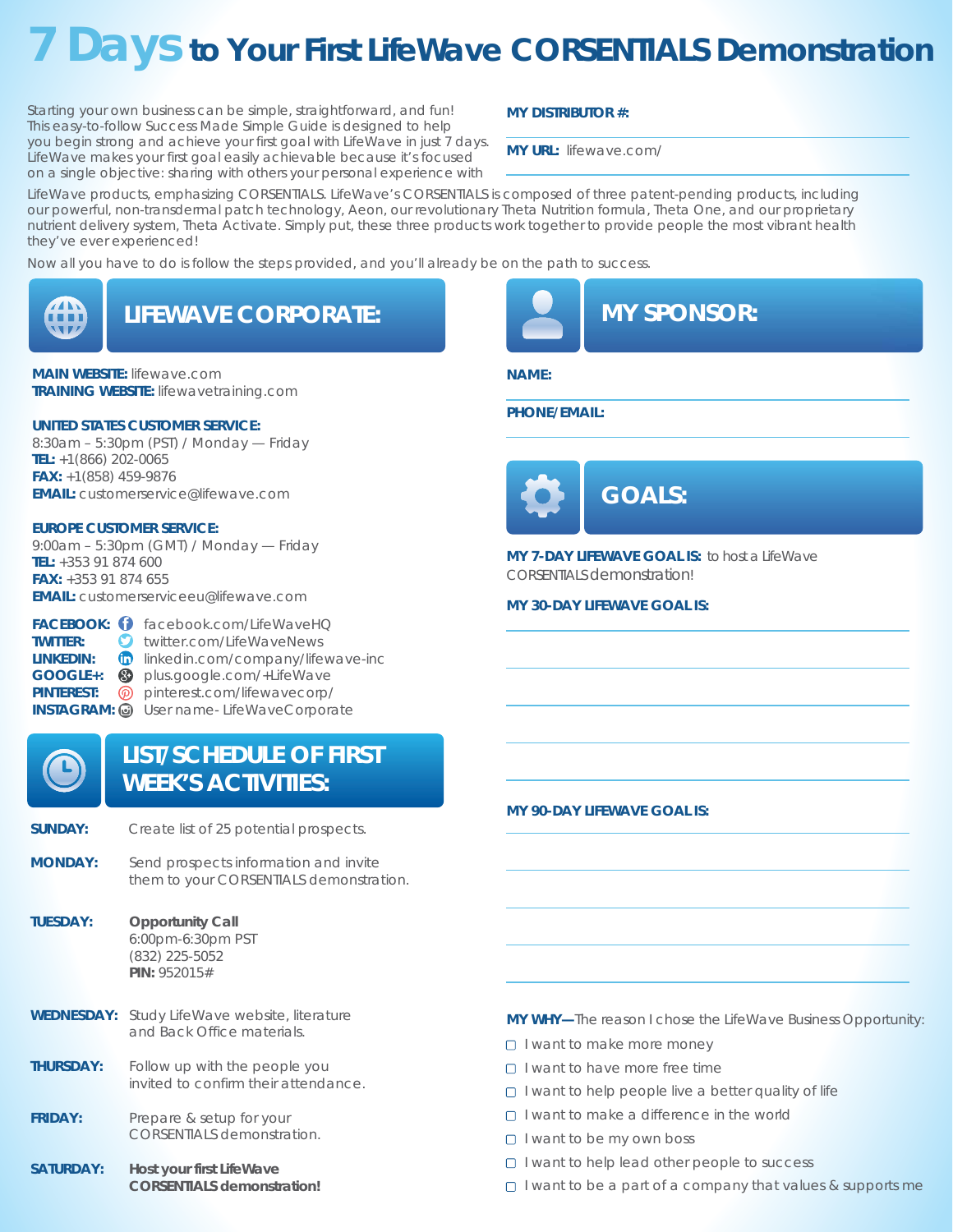# 7 Days to Your First LifeWave CORSENTIALS Demonstration

Starting your own business can be simple, straightforward, and fun! This easy-to-follow Success Made Simple Guide is designed to help you begin strong and achieve your first goal with LifeWave in just 7 days. LifeWave makes your first goal easily achievable because it's focused on a single objective: sharing with others your personal experience with LifeWave products, emphasizing CORSENTIALS. LifeWave's CORSENTIALS is composed of three patent-pending products, including our powerful, non-transdermal patch technology, Aeon, our revolutionary Theta Nutrition formula, Theta One, and our proprietary nutrient delivery system, Theta Activate. Simply put, these three products work together to provide people the most vibrant health they've ever experienced!

**MY DISTRIBUTOR #:**

**MY URL:** lifewave.com/

Now all you have to do is follow the steps provided, and you'll already be on the path to success.

## LIFEWAVE CORPORATE:

**MAIN WEBSITE:** lifewave.com
**TRAINING WEBSITE:** lifewavetraining.com

**UNITED STATES CUSTOMER SERVICE:**
8:30am – 5:30pm (PST) / Monday — Friday
**TEL:** +1(866) 202-0065
**FAX:** +1(858) 459-9876
**EMAIL:** customerservice@lifewave.com

**EUROPE CUSTOMER SERVICE:**
9:00am – 5:30pm (GMT) / Monday — Friday
**TEL:** +353 91 874 600
**FAX:** +353 91 874 655
**EMAIL:** customerserviceeu@lifewave.com

**FACEBOOK:** facebook.com/LifeWaveHQ
**TWITTER:** twitter.com/LifeWaveNews
**LINKEDIN:** linkedin.com/company/lifewave-inc
**GOOGLE+:** plus.google.com/+LifeWave
**PINTEREST:** pinterest.com/lifewavecorp/
**INSTAGRAM:** User name- LifeWaveCorporate

## LIST/SCHEDULE OF FIRST WEEK'S ACTIVITIES:

**SUNDAY:** Create list of 25 potential prospects.

**MONDAY:** Send prospects information and invite them to your CORSENTIALS demonstration.

**TUESDAY:** **Opportunity Call**
6:00pm-6:30pm PST
(832) 225-5052
**PIN:** 952015#

**WEDNESDAY:** Study LifeWave website, literature and Back Office materials.

**THURSDAY:** Follow up with the people you invited to confirm their attendance.

**FRIDAY:** Prepare & setup for your CORSENTIALS demonstration.

**SATURDAY:** **Host your first LifeWave CORSENTIALS demonstration!**

## MY SPONSOR:

**NAME:**

**PHONE/EMAIL:**

## GOALS:

**MY 7-DAY LIFEWAVE GOAL IS:** to host a LifeWave CORSENTIALS demonstration!

**MY 30-DAY LIFEWAVE GOAL IS:**

**MY 90-DAY LIFEWAVE GOAL IS:**

**MY WHY—**The reason I chose the LifeWave Business Opportunity:

- ☐ I want to make more money
- ☐ I want to have more free time
- ☐ I want to help people live a better quality of life
- ☐ I want to make a difference in the world
- ☐ I want to be my own boss
- ☐ I want to help lead other people to success
- ☐ I want to be a part of a company that values & supports me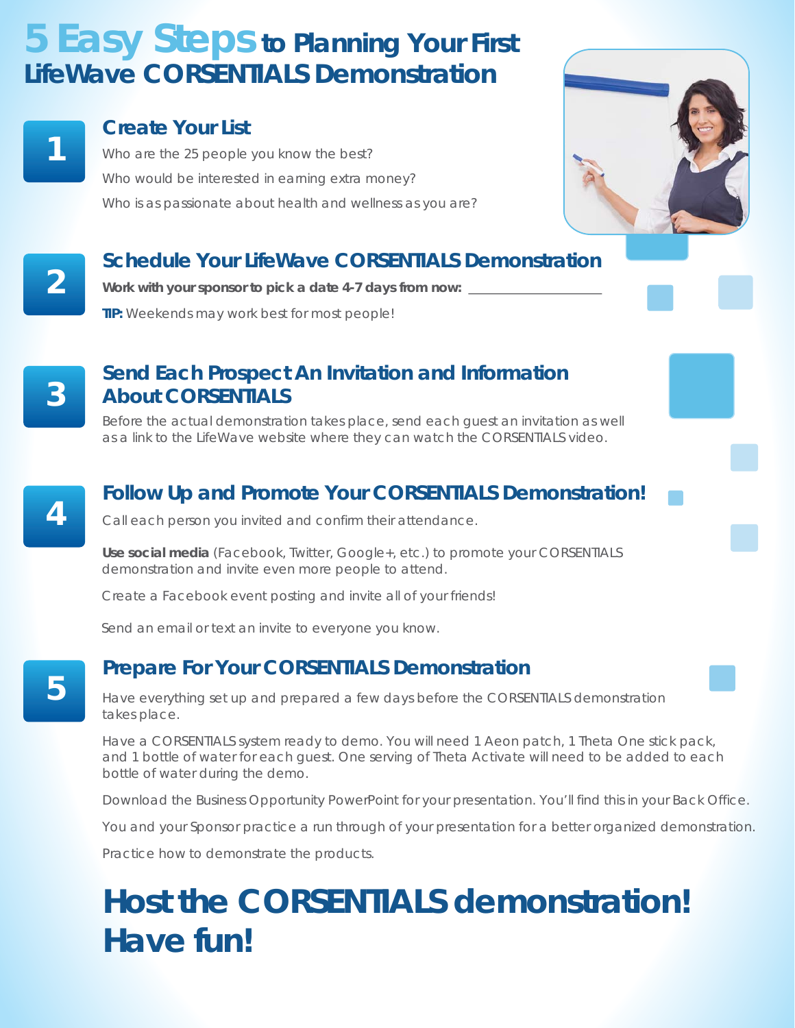# 5 Easy Steps to Planning Your First LifeWave CORSENTIALS Demonstration

## 1 Create Your List

Who are the 25 people you know the best?

Who would be interested in earning extra money?

Who is as passionate about health and wellness as you are?

## 2 Schedule Your LifeWave CORSENTIALS Demonstration

**Work with your sponsor to pick a date 4-7 days from now: ___________________**

**TIP:** Weekends may work best for most people!

## 3 Send Each Prospect An Invitation and Information About CORSENTIALS

Before the actual demonstration takes place, send each guest an invitation as well as a link to the LifeWave website where they can watch the CORSENTIALS video.

## 4 Follow Up and Promote Your CORSENTIALS Demonstration!

Call each person you invited and confirm their attendance.

**Use social media** (Facebook, Twitter, Google+, etc.) to promote your CORSENTIALS demonstration and invite even more people to attend.

Create a Facebook event posting and invite all of your friends!

Send an email or text an invite to everyone you know.

## 5 Prepare For Your CORSENTIALS Demonstration

Have everything set up and prepared a few days before the CORSENTIALS demonstration takes place.

Have a CORSENTIALS system ready to demo. You will need 1 Aeon patch, 1 Theta One stick pack, and 1 bottle of water for each guest. One serving of Theta Activate will need to be added to each bottle of water during the demo.

Download the Business Opportunity PowerPoint for your presentation. You'll find this in your Back Office.

You and your Sponsor practice a run through of your presentation for a better organized demonstration.

Practice how to demonstrate the products.

# Host the CORSENTIALS demonstration! Have fun!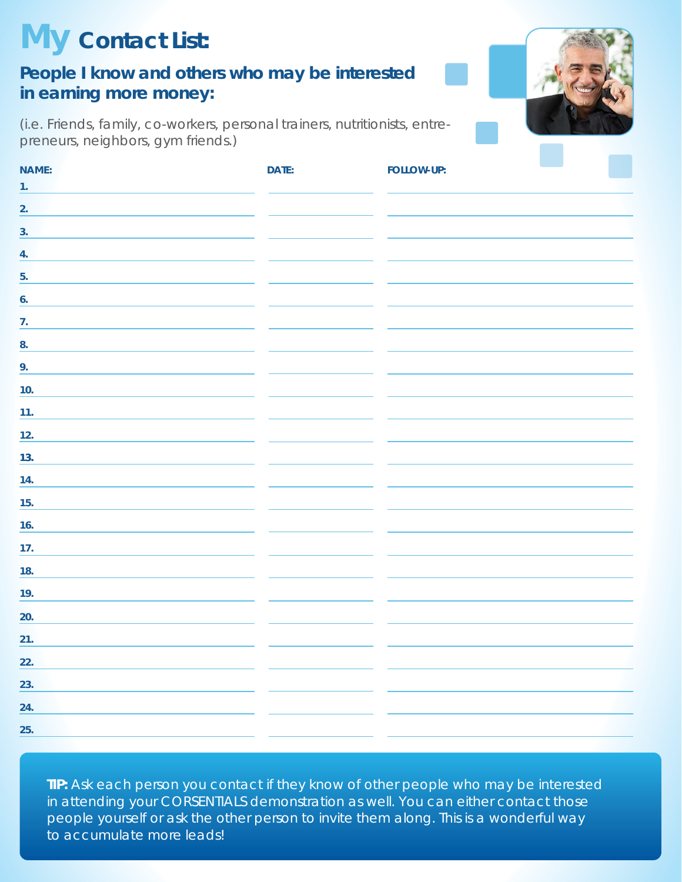# My Contact List:

## People I know and others who may be interested in earning more money:

(i.e. Friends, family, co-workers, personal trainers, nutritionists, entrepreneurs, neighbors, gym friends.)

| NAME: | DATE: | FOLLOW-UP: |
|---|---|---|
| 1. | | |
| 2. | | |
| 3. | | |
| 4. | | |
| 5. | | |
| 6. | | |
| 7. | | |
| 8. | | |
| 9. | | |
| 10. | | |
| 11. | | |
| 12. | | |
| 13. | | |
| 14. | | |
| 15. | | |
| 16. | | |
| 17. | | |
| 18. | | |
| 19. | | |
| 20. | | |
| 21. | | |
| 22. | | |
| 23. | | |
| 24. | | |
| 25. | | |

**TIP:** Ask each person you contact if they know of other people who may be interested in attending your CORSENTIALS demonstration as well. You can either contact those people yourself or ask the other person to invite them along. This is a wonderful way to accumulate more leads!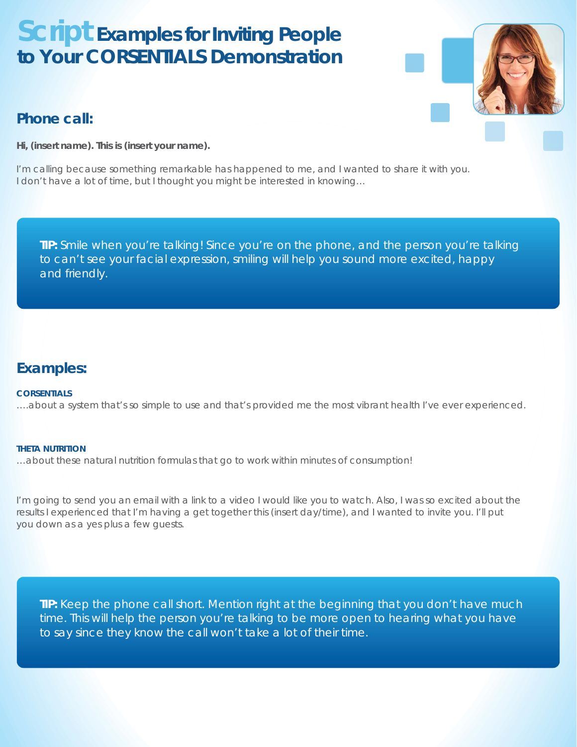# Script Examples for Inviting People to Your CORSENTIALS Demonstration

## Phone call:

**Hi, (insert name). This is (insert your name).**

I'm calling because something remarkable has happened to me, and I wanted to share it with you. I don't have a lot of time, but I thought you might be interested in knowing…

**TIP:** Smile when you're talking! Since you're on the phone, and the person you're talking to can't see your facial expression, smiling will help you sound more excited, happy and friendly.

## Examples:

**CORSENTIALS**

….about a system that's so simple to use and that's provided me the most vibrant health I've ever experienced.

**THETA NUTRITION**

…about these natural nutrition formulas that go to work within minutes of consumption!

I'm going to send you an email with a link to a video I would like you to watch. Also, I was so excited about the results I experienced that I'm having a get together this (insert day/time), and I wanted to invite you. I'll put you down as a yes plus a few guests.

**TIP:** Keep the phone call short. Mention right at the beginning that you don't have much time. This will help the person you're talking to be more open to hearing what you have to say since they know the call won't take a lot of their time.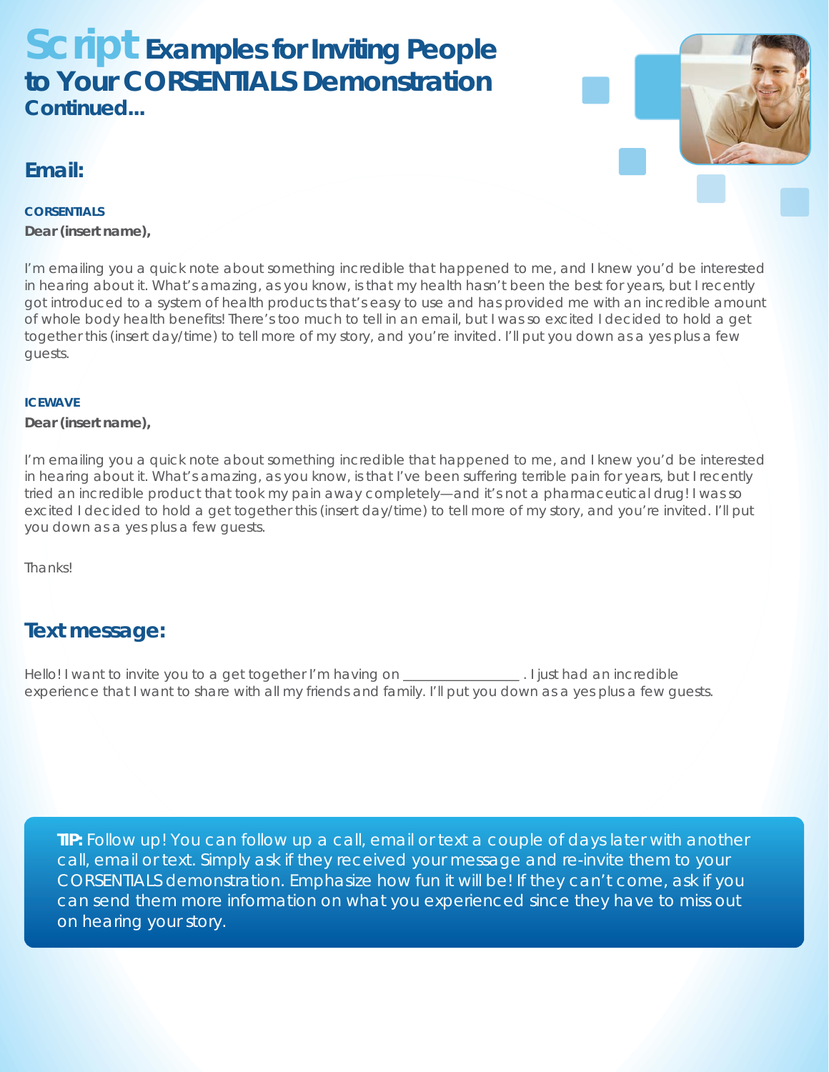# Script Examples for Inviting People to Your CORSENTIALS Demonstration Continued...

## Email:

**CORSENTIALS**

**Dear (insert name),**

I'm emailing you a quick note about something incredible that happened to me, and I knew you'd be interested in hearing about it. What's amazing, as you know, is that my health hasn't been the best for years, but I recently got introduced to a system of health products that's easy to use and has provided me with an incredible amount of whole body health benefits! There's too much to tell in an email, but I was so excited I decided to hold a get together this (insert day/time) to tell more of my story, and you're invited. I'll put you down as a yes plus a few guests.

**ICEWAVE**

**Dear (insert name),**

I'm emailing you a quick note about something incredible that happened to me, and I knew you'd be interested in hearing about it. What's amazing, as you know, is that I've been suffering terrible pain for years, but I recently tried an incredible product that took my pain away completely—and it's not a pharmaceutical drug! I was so excited I decided to hold a get together this (insert day/time) to tell more of my story, and you're invited. I'll put you down as a yes plus a few guests.

Thanks!

## Text message:

Hello! I want to invite you to a get together I'm having on ________________ . I just had an incredible experience that I want to share with all my friends and family. I'll put you down as a yes plus a few guests.

**TIP:** Follow up! You can follow up a call, email or text a couple of days later with another call, email or text. Simply ask if they received your message and re-invite them to your CORSENTIALS demonstration. Emphasize how fun it will be! If they can't come, ask if you can send them more information on what you experienced since they have to miss out on hearing your story.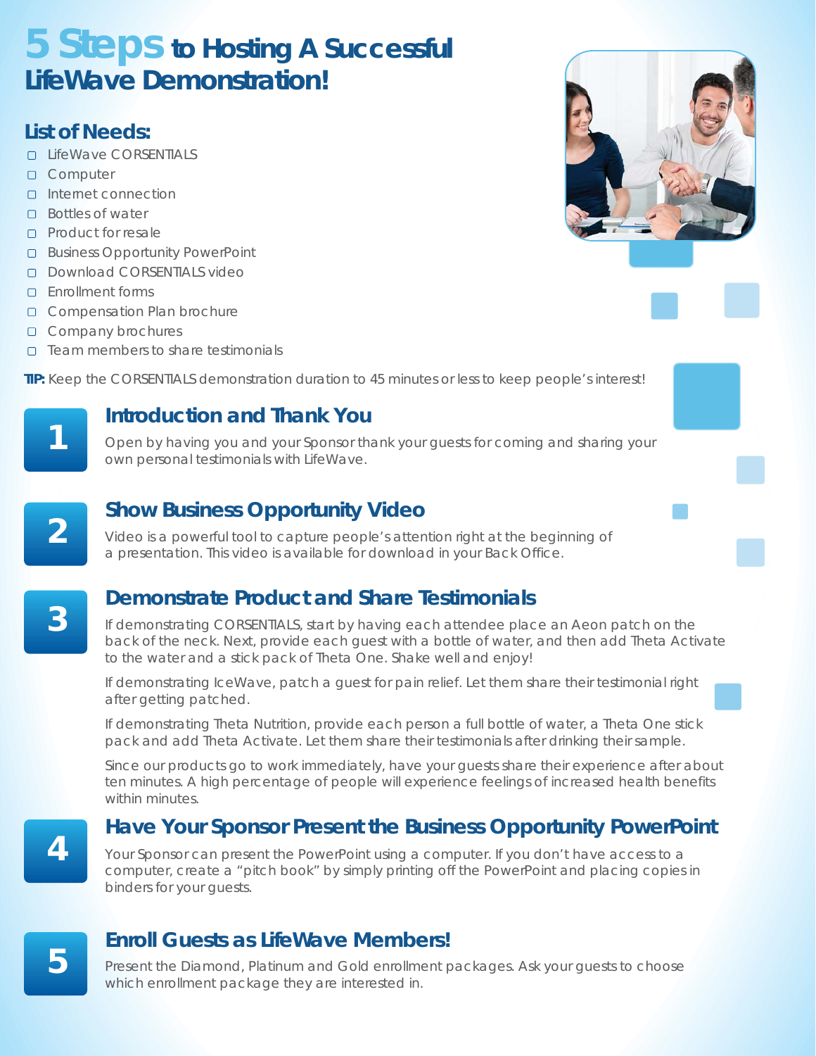# 5 Steps to Hosting A Successful LifeWave Demonstration!

## List of Needs:

- ▢ LifeWave CORSENTIALS
- ▢ Computer
- ▢ Internet connection
- ▢ Bottles of water
- ▢ Product for resale
- ▢ Business Opportunity PowerPoint
- ▢ Download CORSENTIALS video
- ▢ Enrollment forms
- ▢ Compensation Plan brochure
- ▢ Company brochures
- ▢ Team members to share testimonials

**TIP:** Keep the CORSENTIALS demonstration duration to 45 minutes or less to keep people's interest!

## 1 Introduction and Thank You

Open by having you and your Sponsor thank your guests for coming and sharing your own personal testimonials with LifeWave.

## 2 Show Business Opportunity Video

Video is a powerful tool to capture people's attention right at the beginning of a presentation. This video is available for download in your Back Office.

## 3 Demonstrate Product and Share Testimonials

If demonstrating CORSENTIALS, start by having each attendee place an Aeon patch on the back of the neck. Next, provide each guest with a bottle of water, and then add Theta Activate to the water and a stick pack of Theta One. Shake well and enjoy!

If demonstrating IceWave, patch a guest for pain relief. Let them share their testimonial right after getting patched.

If demonstrating Theta Nutrition, provide each person a full bottle of water, a Theta One stick pack and add Theta Activate. Let them share their testimonials after drinking their sample.

Since our products go to work immediately, have your guests share their experience after about ten minutes. A high percentage of people will experience feelings of increased health benefits within minutes.

## 4 Have Your Sponsor Present the Business Opportunity PowerPoint

Your Sponsor can present the PowerPoint using a computer. If you don't have access to a computer, create a "pitch book" by simply printing off the PowerPoint and placing copies in binders for your guests.

## 5 Enroll Guests as LifeWave Members!

Present the Diamond, Platinum and Gold enrollment packages. Ask your guests to choose which enrollment package they are interested in.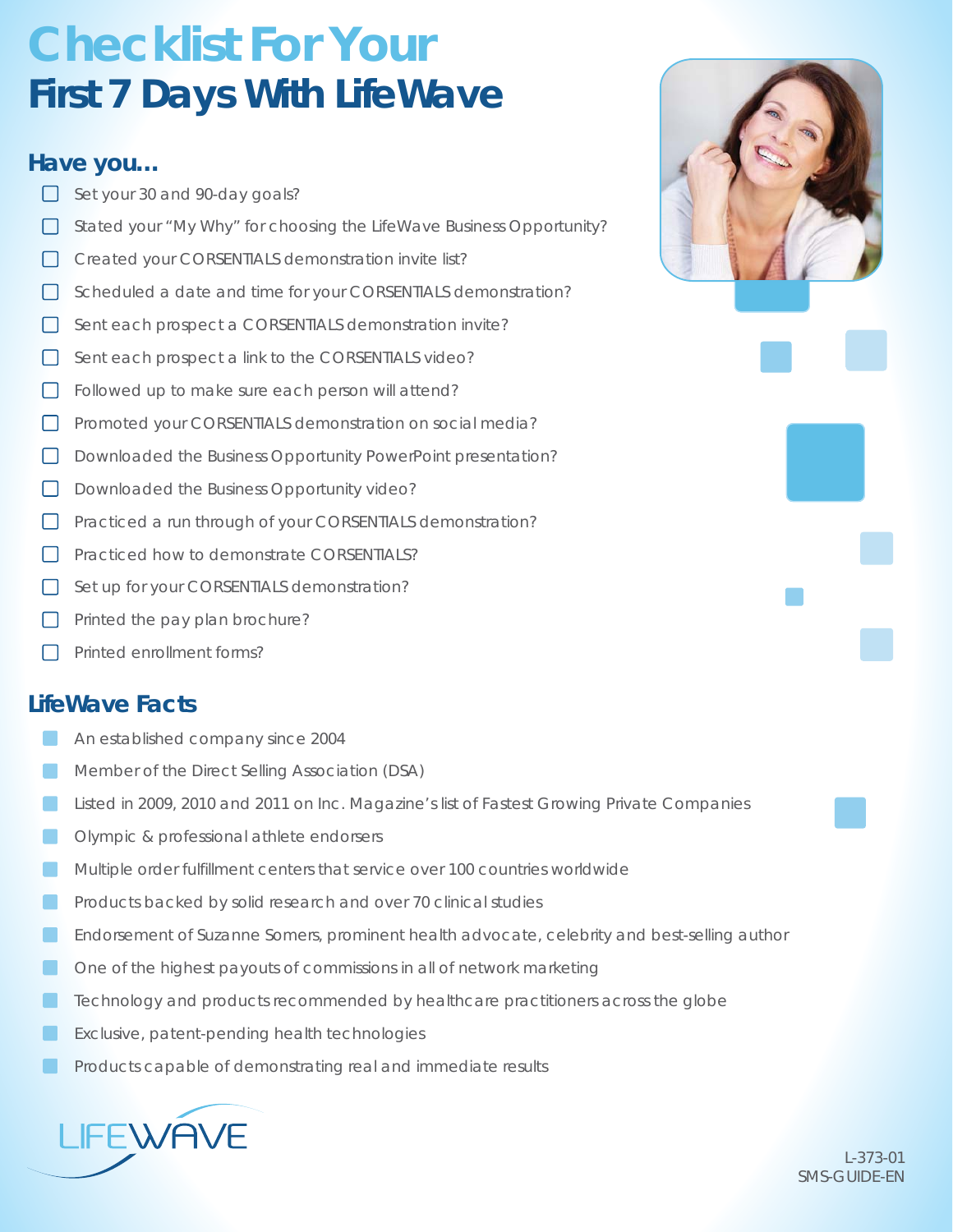# Checklist For Your

## First 7 Days With LifeWave

### Have you...

- [ ] Set your 30 and 90-day goals?
- [ ] Stated your "My Why" for choosing the LifeWave Business Opportunity?
- [ ] Created your CORSENTIALS demonstration invite list?
- [ ] Scheduled a date and time for your CORSENTIALS demonstration?
- [ ] Sent each prospect a CORSENTIALS demonstration invite?
- [ ] Sent each prospect a link to the CORSENTIALS video?
- [ ] Followed up to make sure each person will attend?
- [ ] Promoted your CORSENTIALS demonstration on social media?
- [ ] Downloaded the Business Opportunity PowerPoint presentation?
- [ ] Downloaded the Business Opportunity video?
- [ ] Practiced a run through of your CORSENTIALS demonstration?
- [ ] Practiced how to demonstrate CORSENTIALS?
- [ ] Set up for your CORSENTIALS demonstration?
- [ ] Printed the pay plan brochure?
- [ ] Printed enrollment forms?

### LifeWave Facts

- An established company since 2004
- Member of the Direct Selling Association (DSA)
- Listed in 2009, 2010 and 2011 on Inc. Magazine's list of Fastest Growing Private Companies
- Olympic & professional athlete endorsers
- Multiple order fulfillment centers that service over 100 countries worldwide
- Products backed by solid research and over 70 clinical studies
- Endorsement of Suzanne Somers, prominent health advocate, celebrity and best-selling author
- One of the highest payouts of commissions in all of network marketing
- Technology and products recommended by healthcare practitioners across the globe
- Exclusive, patent-pending health technologies
- Products capable of demonstrating real and immediate results

LIFEWAVE

L-373-01
SMS-GUIDE-EN